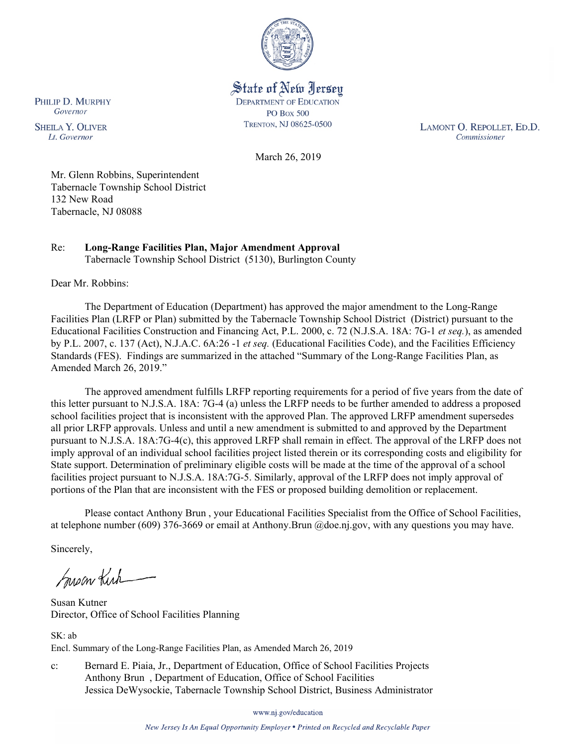State of New Jersey
DEPARTMENT OF EDUCATION
PO BOX 500
TRENTON, NJ 08625-0500

PHILIP D. MURPHY
*Governor*

SHEILA Y. OLIVER
*Lt. Governor*

LAMONT O. REPOLLET, ED.D.
*Commissioner*

March 26, 2019

Mr. Glenn Robbins, Superintendent
Tabernacle Township School District
132 New Road
Tabernacle, NJ 08088

Re: **Long-Range Facilities Plan, Major Amendment Approval**
Tabernacle Township School District (5130), Burlington County

Dear Mr. Robbins:

The Department of Education (Department) has approved the major amendment to the Long-Range Facilities Plan (LRFP or Plan) submitted by the Tabernacle Township School District (District) pursuant to the Educational Facilities Construction and Financing Act, P.L. 2000, c. 72 (N.J.S.A. 18A: 7G-1 *et seq.*), as amended by P.L. 2007, c. 137 (Act), N.J.A.C. 6A:26 -1 *et seq.* (Educational Facilities Code), and the Facilities Efficiency Standards (FES). Findings are summarized in the attached "Summary of the Long-Range Facilities Plan, as Amended March 26, 2019."

The approved amendment fulfills LRFP reporting requirements for a period of five years from the date of this letter pursuant to N.J.S.A. 18A: 7G-4 (a) unless the LRFP needs to be further amended to address a proposed school facilities project that is inconsistent with the approved Plan. The approved LRFP amendment supersedes all prior LRFP approvals. Unless and until a new amendment is submitted to and approved by the Department pursuant to N.J.S.A. 18A:7G-4(c), this approved LRFP shall remain in effect. The approval of the LRFP does not imply approval of an individual school facilities project listed therein or its corresponding costs and eligibility for State support. Determination of preliminary eligible costs will be made at the time of the approval of a school facilities project pursuant to N.J.S.A. 18A:7G-5. Similarly, approval of the LRFP does not imply approval of portions of the Plan that are inconsistent with the FES or proposed building demolition or replacement.

Please contact Anthony Brun , your Educational Facilities Specialist from the Office of School Facilities, at telephone number (609) 376-3669 or email at Anthony.Brun @doe.nj.gov, with any questions you may have.

Sincerely,

Susan Kutner
Director, Office of School Facilities Planning

SK: ab
Encl. Summary of the Long-Range Facilities Plan, as Amended March 26, 2019

c: Bernard E. Piaia, Jr., Department of Education, Office of School Facilities Projects
Anthony Brun , Department of Education, Office of School Facilities
Jessica DeWysockie, Tabernacle Township School District, Business Administrator

www.nj.gov/education

*New Jersey Is An Equal Opportunity Employer • Printed on Recycled and Recyclable Paper*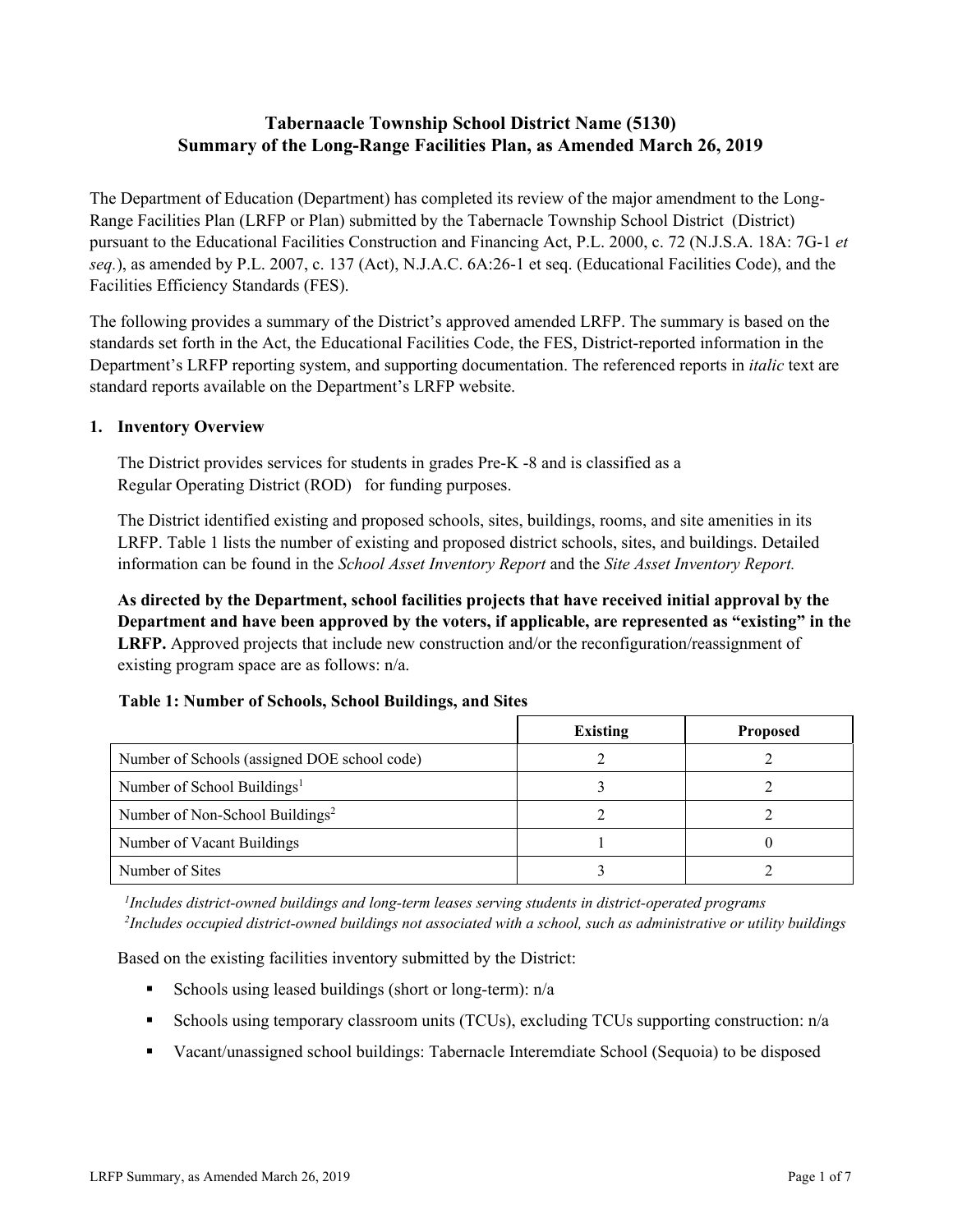# Tabernaacle Township School District Name (5130)
# Summary of the Long-Range Facilities Plan, as Amended March 26, 2019

The Department of Education (Department) has completed its review of the major amendment to the Long-Range Facilities Plan (LRFP or Plan) submitted by the Tabernacle Township School District (District) pursuant to the Educational Facilities Construction and Financing Act, P.L. 2000, c. 72 (N.J.S.A. 18A: 7G-1 *et seq.*), as amended by P.L. 2007, c. 137 (Act), N.J.A.C. 6A:26-1 et seq. (Educational Facilities Code), and the Facilities Efficiency Standards (FES).

The following provides a summary of the District's approved amended LRFP. The summary is based on the standards set forth in the Act, the Educational Facilities Code, the FES, District-reported information in the Department's LRFP reporting system, and supporting documentation. The referenced reports in *italic* text are standard reports available on the Department's LRFP website.

## 1. Inventory Overview

The District provides services for students in grades Pre-K -8 and is classified as a Regular Operating District (ROD) for funding purposes.

The District identified existing and proposed schools, sites, buildings, rooms, and site amenities in its LRFP. Table 1 lists the number of existing and proposed district schools, sites, and buildings. Detailed information can be found in the *School Asset Inventory Report* and the *Site Asset Inventory Report.*

**As directed by the Department, school facilities projects that have received initial approval by the Department and have been approved by the voters, if applicable, are represented as "existing" in the LRFP.** Approved projects that include new construction and/or the reconfiguration/reassignment of existing program space are as follows: n/a.

**Table 1: Number of Schools, School Buildings, and Sites**

| | Existing | Proposed |
|---|---|---|
| Number of Schools (assigned DOE school code) | 2 | 2 |
| Number of School Buildings[1] | 3 | 2 |
| Number of Non-School Buildings[2] | 2 | 2 |
| Number of Vacant Buildings | 1 | 0 |
| Number of Sites | 3 | 2 |

*[1]Includes district-owned buildings and long-term leases serving students in district-operated programs*
*[2]Includes occupied district-owned buildings not associated with a school, such as administrative or utility buildings*

Based on the existing facilities inventory submitted by the District:

- Schools using leased buildings (short or long-term): n/a
- Schools using temporary classroom units (TCUs), excluding TCUs supporting construction: n/a
- Vacant/unassigned school buildings: Tabernacle Interemdiate School (Sequoia) to be disposed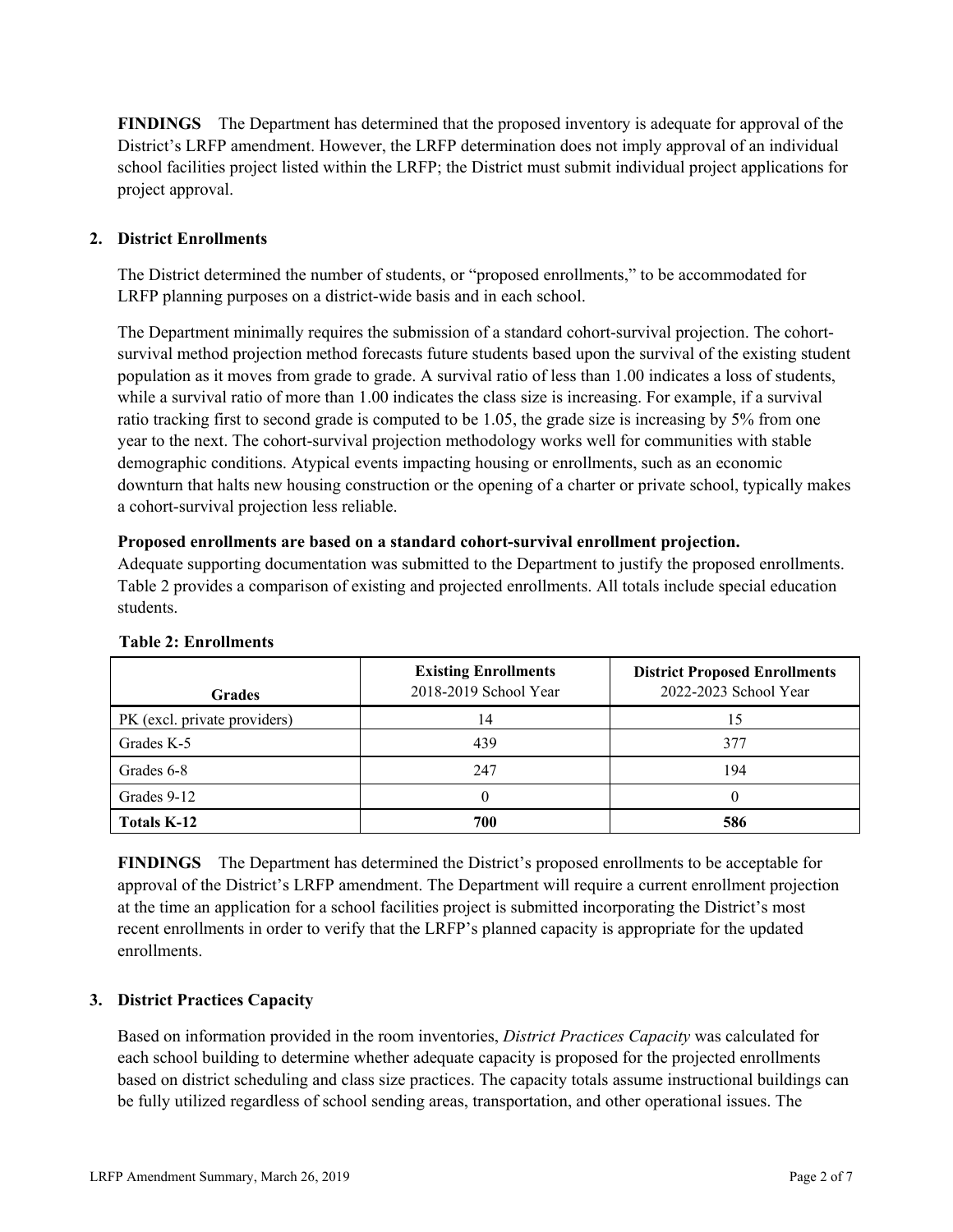**FINDINGS** The Department has determined that the proposed inventory is adequate for approval of the District's LRFP amendment. However, the LRFP determination does not imply approval of an individual school facilities project listed within the LRFP; the District must submit individual project applications for project approval.

## 2. District Enrollments

The District determined the number of students, or "proposed enrollments," to be accommodated for LRFP planning purposes on a district-wide basis and in each school.

The Department minimally requires the submission of a standard cohort-survival projection. The cohort-survival method projection method forecasts future students based upon the survival of the existing student population as it moves from grade to grade. A survival ratio of less than 1.00 indicates a loss of students, while a survival ratio of more than 1.00 indicates the class size is increasing. For example, if a survival ratio tracking first to second grade is computed to be 1.05, the grade size is increasing by 5% from one year to the next. The cohort-survival projection methodology works well for communities with stable demographic conditions. Atypical events impacting housing or enrollments, such as an economic downturn that halts new housing construction or the opening of a charter or private school, typically makes a cohort-survival projection less reliable.

**Proposed enrollments are based on a standard cohort-survival enrollment projection.**
Adequate supporting documentation was submitted to the Department to justify the proposed enrollments. Table 2 provides a comparison of existing and projected enrollments. All totals include special education students.

**Table 2: Enrollments**

| Grades | **Existing Enrollments** 2018-2019 School Year | **District Proposed Enrollments** 2022-2023 School Year |
|---|---|---|
| PK (excl. private providers) | 14 | 15 |
| Grades K-5 | 439 | 377 |
| Grades 6-8 | 247 | 194 |
| Grades 9-12 | 0 | 0 |
| **Totals K-12** | **700** | **586** |

**FINDINGS** The Department has determined the District's proposed enrollments to be acceptable for approval of the District's LRFP amendment. The Department will require a current enrollment projection at the time an application for a school facilities project is submitted incorporating the District's most recent enrollments in order to verify that the LRFP's planned capacity is appropriate for the updated enrollments.

## 3. District Practices Capacity

Based on information provided in the room inventories, *District Practices Capacity* was calculated for each school building to determine whether adequate capacity is proposed for the projected enrollments based on district scheduling and class size practices. The capacity totals assume instructional buildings can be fully utilized regardless of school sending areas, transportation, and other operational issues. The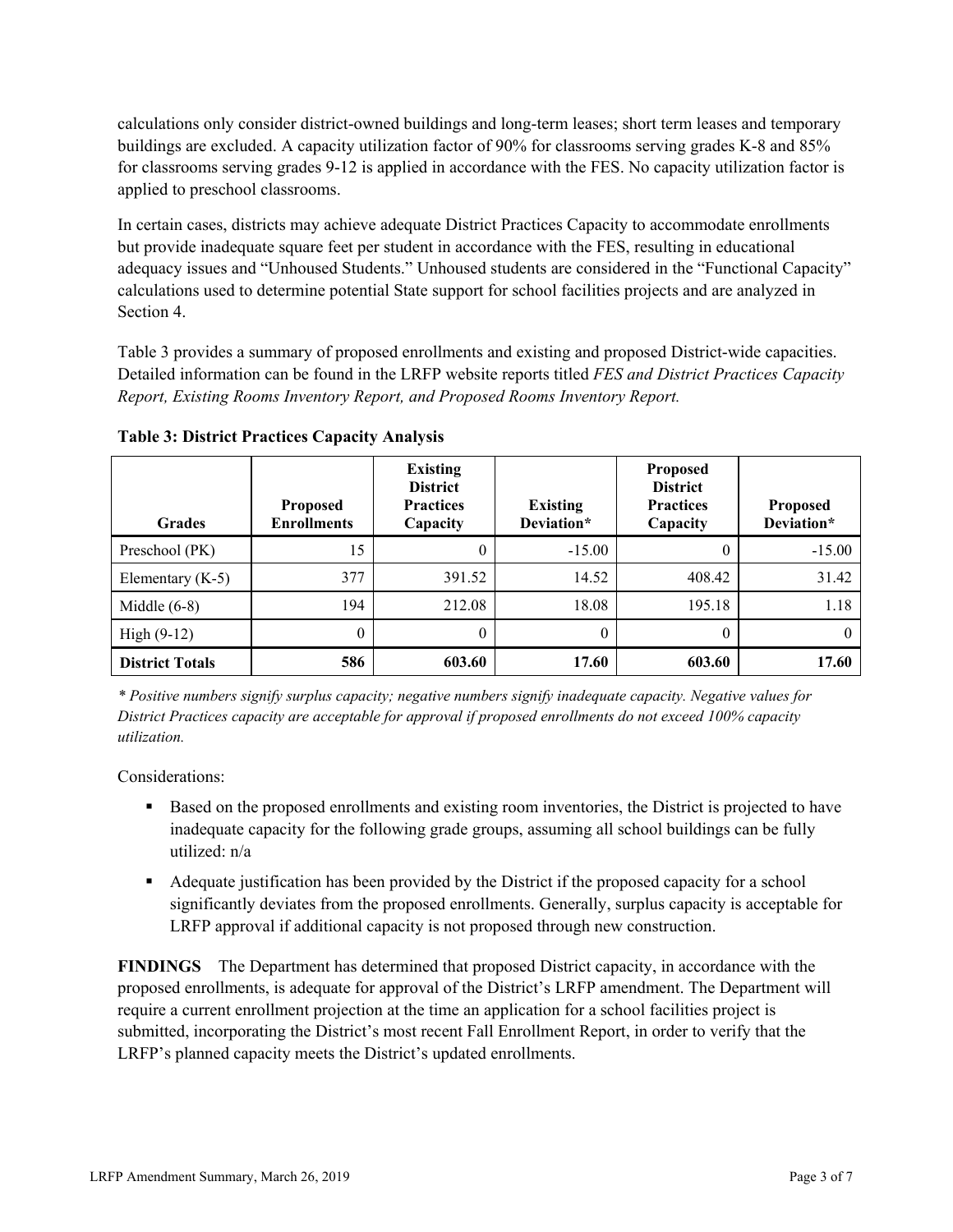calculations only consider district-owned buildings and long-term leases; short term leases and temporary buildings are excluded. A capacity utilization factor of 90% for classrooms serving grades K-8 and 85% for classrooms serving grades 9-12 is applied in accordance with the FES. No capacity utilization factor is applied to preschool classrooms.

In certain cases, districts may achieve adequate District Practices Capacity to accommodate enrollments but provide inadequate square feet per student in accordance with the FES, resulting in educational adequacy issues and "Unhoused Students." Unhoused students are considered in the "Functional Capacity" calculations used to determine potential State support for school facilities projects and are analyzed in Section 4.

Table 3 provides a summary of proposed enrollments and existing and proposed District-wide capacities. Detailed information can be found in the LRFP website reports titled *FES and District Practices Capacity Report, Existing Rooms Inventory Report, and Proposed Rooms Inventory Report.*

**Table 3: District Practices Capacity Analysis**

| Grades | Proposed Enrollments | Existing District Practices Capacity | Existing Deviation* | Proposed District Practices Capacity | Proposed Deviation* |
|---|---|---|---|---|---|
| Preschool (PK) | 15 | 0 | -15.00 | 0 | -15.00 |
| Elementary (K-5) | 377 | 391.52 | 14.52 | 408.42 | 31.42 |
| Middle (6-8) | 194 | 212.08 | 18.08 | 195.18 | 1.18 |
| High (9-12) | 0 | 0 | 0 | 0 | 0 |
| **District Totals** | **586** | **603.60** | **17.60** | **603.60** | **17.60** |

*\* Positive numbers signify surplus capacity; negative numbers signify inadequate capacity. Negative values for District Practices capacity are acceptable for approval if proposed enrollments do not exceed 100% capacity utilization.*

Considerations:

- Based on the proposed enrollments and existing room inventories, the District is projected to have inadequate capacity for the following grade groups, assuming all school buildings can be fully utilized: n/a
- Adequate justification has been provided by the District if the proposed capacity for a school significantly deviates from the proposed enrollments. Generally, surplus capacity is acceptable for LRFP approval if additional capacity is not proposed through new construction.

**FINDINGS** The Department has determined that proposed District capacity, in accordance with the proposed enrollments, is adequate for approval of the District's LRFP amendment. The Department will require a current enrollment projection at the time an application for a school facilities project is submitted, incorporating the District's most recent Fall Enrollment Report, in order to verify that the LRFP's planned capacity meets the District's updated enrollments.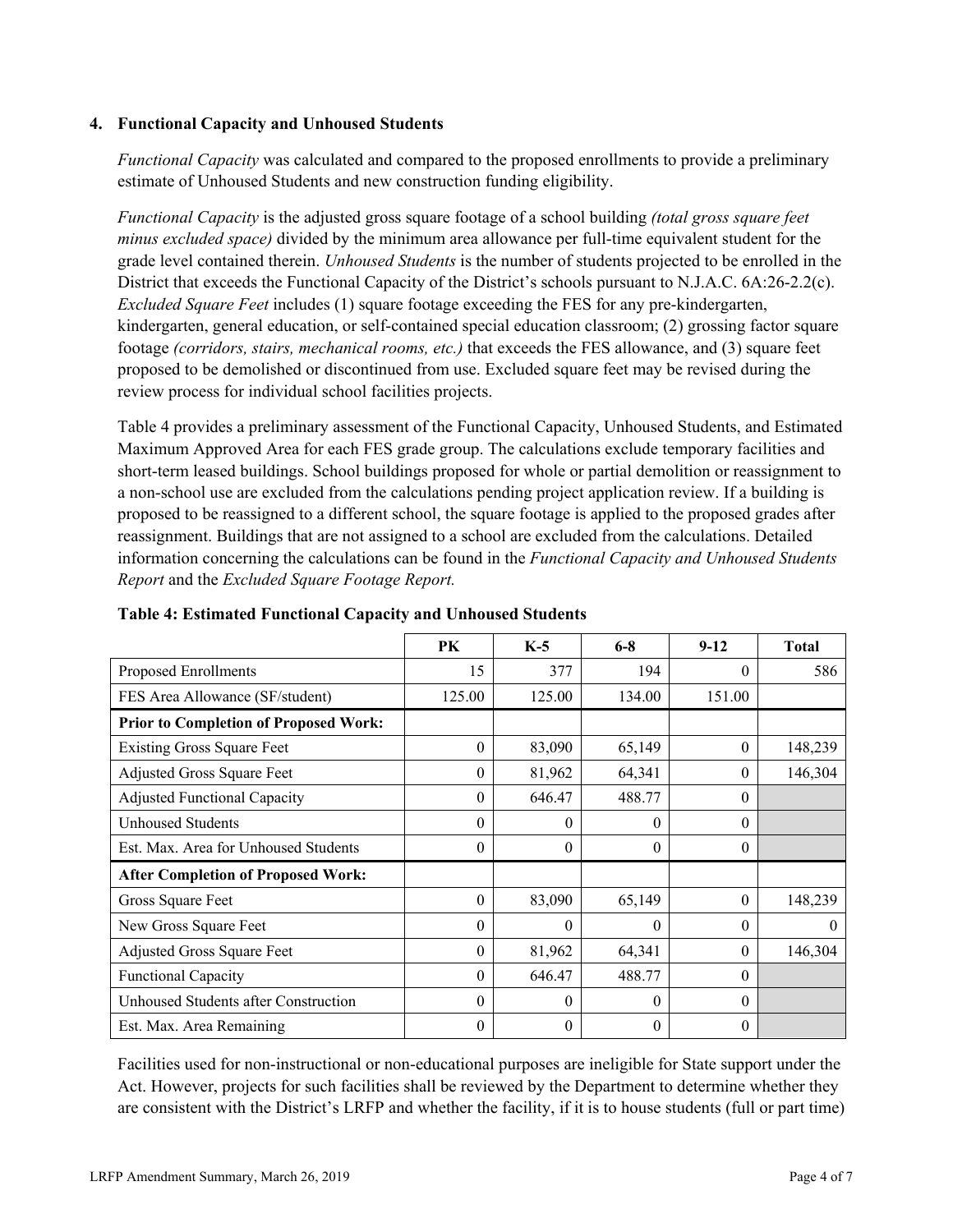### 4. Functional Capacity and Unhoused Students

*Functional Capacity* was calculated and compared to the proposed enrollments to provide a preliminary estimate of Unhoused Students and new construction funding eligibility.

*Functional Capacity* is the adjusted gross square footage of a school building *(total gross square feet minus excluded space)* divided by the minimum area allowance per full-time equivalent student for the grade level contained therein. *Unhoused Students* is the number of students projected to be enrolled in the District that exceeds the Functional Capacity of the District's schools pursuant to N.J.A.C. 6A:26-2.2(c). *Excluded Square Feet* includes (1) square footage exceeding the FES for any pre-kindergarten, kindergarten, general education, or self-contained special education classroom; (2) grossing factor square footage *(corridors, stairs, mechanical rooms, etc.)* that exceeds the FES allowance, and (3) square feet proposed to be demolished or discontinued from use. Excluded square feet may be revised during the review process for individual school facilities projects.

Table 4 provides a preliminary assessment of the Functional Capacity, Unhoused Students, and Estimated Maximum Approved Area for each FES grade group. The calculations exclude temporary facilities and short-term leased buildings. School buildings proposed for whole or partial demolition or reassignment to a non-school use are excluded from the calculations pending project application review. If a building is proposed to be reassigned to a different school, the square footage is applied to the proposed grades after reassignment. Buildings that are not assigned to a school are excluded from the calculations. Detailed information concerning the calculations can be found in the *Functional Capacity and Unhoused Students Report* and the *Excluded Square Footage Report.*

**Table 4: Estimated Functional Capacity and Unhoused Students**

| | PK | K-5 | 6-8 | 9-12 | Total |
|---|---|---|---|---|---|
| Proposed Enrollments | 15 | 377 | 194 | 0 | 586 |
| FES Area Allowance (SF/student) | 125.00 | 125.00 | 134.00 | 151.00 | |
| **Prior to Completion of Proposed Work:** | | | | | |
| Existing Gross Square Feet | 0 | 83,090 | 65,149 | 0 | 148,239 |
| Adjusted Gross Square Feet | 0 | 81,962 | 64,341 | 0 | 146,304 |
| Adjusted Functional Capacity | 0 | 646.47 | 488.77 | 0 | |
| Unhoused Students | 0 | 0 | 0 | 0 | |
| Est. Max. Area for Unhoused Students | 0 | 0 | 0 | 0 | |
| **After Completion of Proposed Work:** | | | | | |
| Gross Square Feet | 0 | 83,090 | 65,149 | 0 | 148,239 |
| New Gross Square Feet | 0 | 0 | 0 | 0 | 0 |
| Adjusted Gross Square Feet | 0 | 81,962 | 64,341 | 0 | 146,304 |
| Functional Capacity | 0 | 646.47 | 488.77 | 0 | |
| Unhoused Students after Construction | 0 | 0 | 0 | 0 | |
| Est. Max. Area Remaining | 0 | 0 | 0 | 0 | |

Facilities used for non-instructional or non-educational purposes are ineligible for State support under the Act. However, projects for such facilities shall be reviewed by the Department to determine whether they are consistent with the District's LRFP and whether the facility, if it is to house students (full or part time)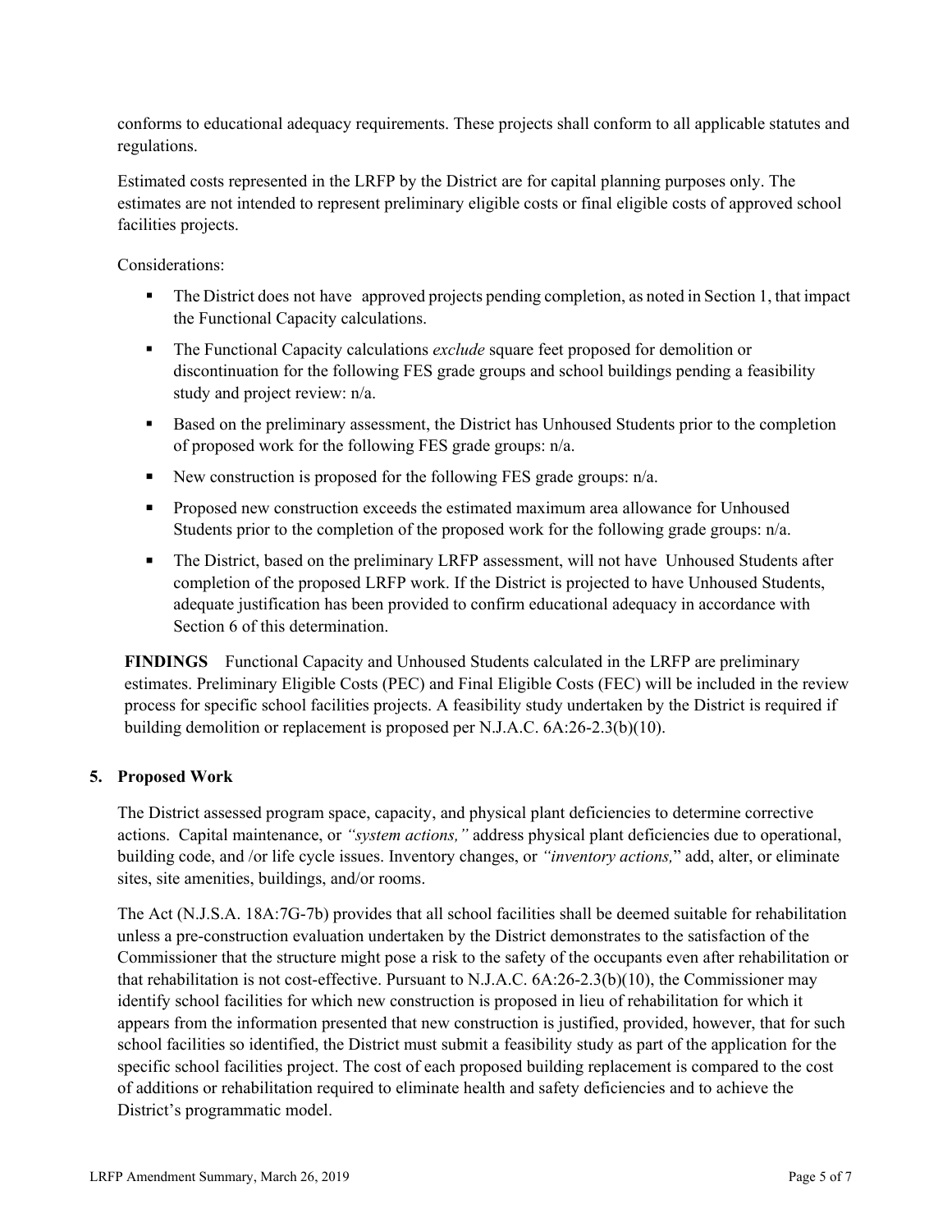conforms to educational adequacy requirements. These projects shall conform to all applicable statutes and regulations.

Estimated costs represented in the LRFP by the District are for capital planning purposes only. The estimates are not intended to represent preliminary eligible costs or final eligible costs of approved school facilities projects.

Considerations:

- The District does not have approved projects pending completion, as noted in Section 1, that impact the Functional Capacity calculations.
- The Functional Capacity calculations *exclude* square feet proposed for demolition or discontinuation for the following FES grade groups and school buildings pending a feasibility study and project review: n/a.
- Based on the preliminary assessment, the District has Unhoused Students prior to the completion of proposed work for the following FES grade groups: n/a.
- New construction is proposed for the following FES grade groups: n/a.
- Proposed new construction exceeds the estimated maximum area allowance for Unhoused Students prior to the completion of the proposed work for the following grade groups: n/a.
- The District, based on the preliminary LRFP assessment, will not have Unhoused Students after completion of the proposed LRFP work. If the District is projected to have Unhoused Students, adequate justification has been provided to confirm educational adequacy in accordance with Section 6 of this determination.

**FINDINGS** Functional Capacity and Unhoused Students calculated in the LRFP are preliminary estimates. Preliminary Eligible Costs (PEC) and Final Eligible Costs (FEC) will be included in the review process for specific school facilities projects. A feasibility study undertaken by the District is required if building demolition or replacement is proposed per N.J.A.C. 6A:26-2.3(b)(10).

## 5. Proposed Work

The District assessed program space, capacity, and physical plant deficiencies to determine corrective actions. Capital maintenance, or *"system actions,"* address physical plant deficiencies due to operational, building code, and /or life cycle issues. Inventory changes, or *"inventory actions,"* add, alter, or eliminate sites, site amenities, buildings, and/or rooms.

The Act (N.J.S.A. 18A:7G-7b) provides that all school facilities shall be deemed suitable for rehabilitation unless a pre-construction evaluation undertaken by the District demonstrates to the satisfaction of the Commissioner that the structure might pose a risk to the safety of the occupants even after rehabilitation or that rehabilitation is not cost-effective. Pursuant to N.J.A.C. 6A:26-2.3(b)(10), the Commissioner may identify school facilities for which new construction is proposed in lieu of rehabilitation for which it appears from the information presented that new construction is justified, provided, however, that for such school facilities so identified, the District must submit a feasibility study as part of the application for the specific school facilities project. The cost of each proposed building replacement is compared to the cost of additions or rehabilitation required to eliminate health and safety deficiencies and to achieve the District's programmatic model.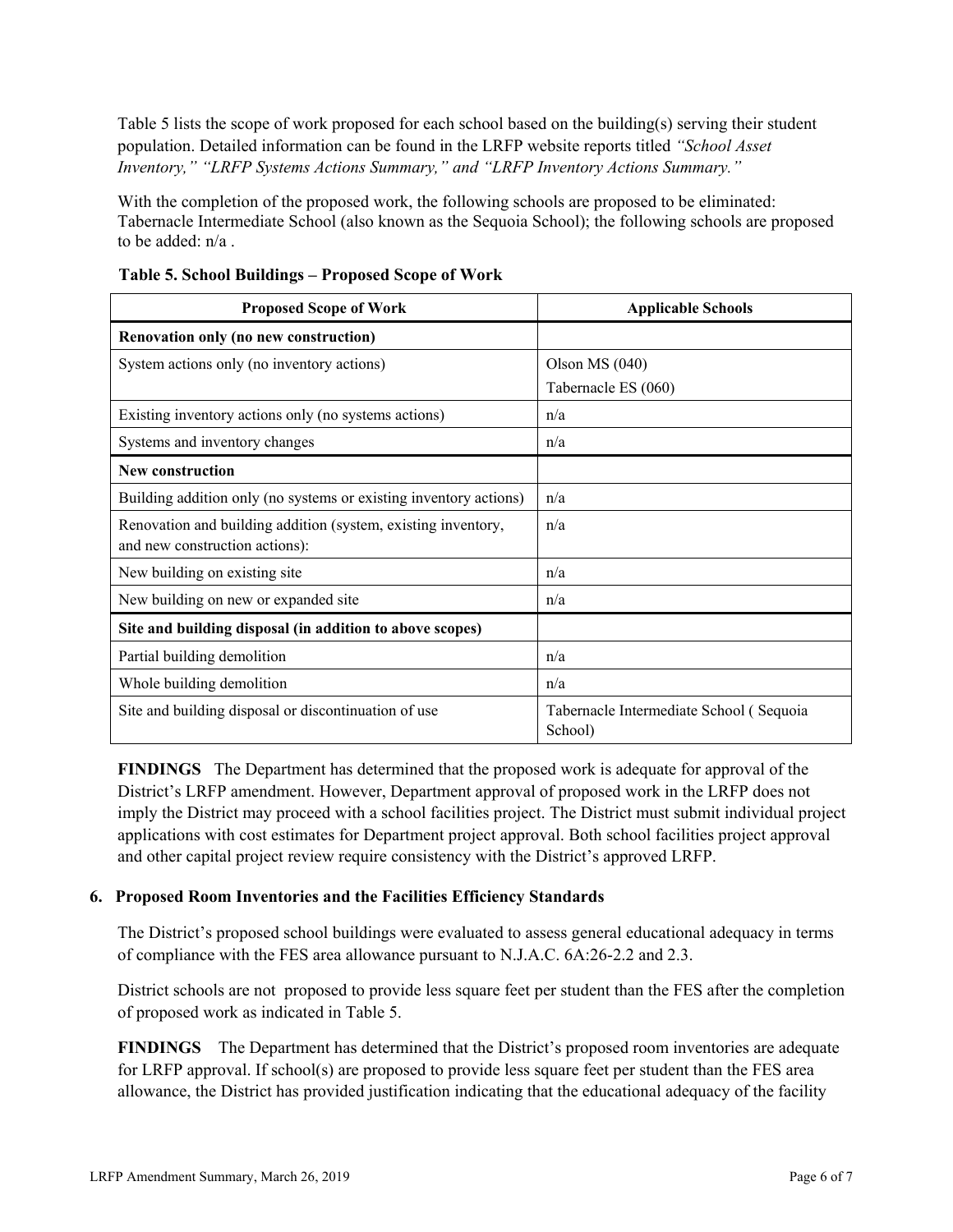Table 5 lists the scope of work proposed for each school based on the building(s) serving their student population. Detailed information can be found in the LRFP website reports titled *"School Asset Inventory," "LRFP Systems Actions Summary," and "LRFP Inventory Actions Summary."*

With the completion of the proposed work, the following schools are proposed to be eliminated: Tabernacle Intermediate School (also known as the Sequoia School); the following schools are proposed to be added: n/a .

**Table 5. School Buildings – Proposed Scope of Work**

| Proposed Scope of Work | Applicable Schools |
|---|---|
| **Renovation only (no new construction)** | |
| System actions only (no inventory actions) | Olson MS (040)<br>Tabernacle ES (060) |
| Existing inventory actions only (no systems actions) | n/a |
| Systems and inventory changes | n/a |
| **New construction** | |
| Building addition only (no systems or existing inventory actions) | n/a |
| Renovation and building addition (system, existing inventory, and new construction actions): | n/a |
| New building on existing site | n/a |
| New building on new or expanded site | n/a |
| **Site and building disposal (in addition to above scopes)** | |
| Partial building demolition | n/a |
| Whole building demolition | n/a |
| Site and building disposal or discontinuation of use | Tabernacle Intermediate School ( Sequoia School) |

**FINDINGS** The Department has determined that the proposed work is adequate for approval of the District's LRFP amendment. However, Department approval of proposed work in the LRFP does not imply the District may proceed with a school facilities project. The District must submit individual project applications with cost estimates for Department project approval. Both school facilities project approval and other capital project review require consistency with the District's approved LRFP.

### 6. Proposed Room Inventories and the Facilities Efficiency Standards

The District's proposed school buildings were evaluated to assess general educational adequacy in terms of compliance with the FES area allowance pursuant to N.J.A.C. 6A:26-2.2 and 2.3.

District schools are not proposed to provide less square feet per student than the FES after the completion of proposed work as indicated in Table 5.

**FINDINGS** The Department has determined that the District's proposed room inventories are adequate for LRFP approval. If school(s) are proposed to provide less square feet per student than the FES area allowance, the District has provided justification indicating that the educational adequacy of the facility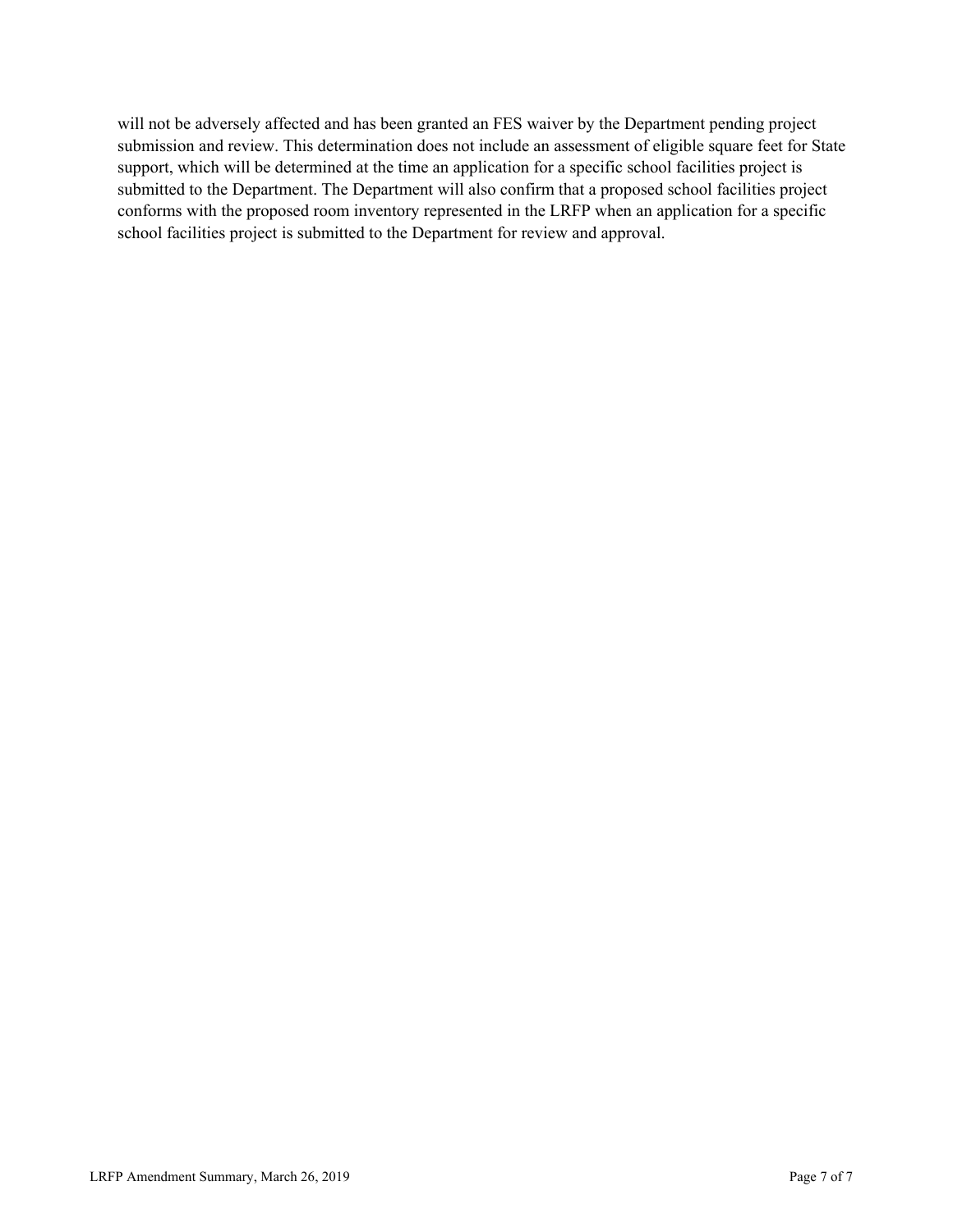will not be adversely affected and has been granted an FES waiver by the Department pending project submission and review. This determination does not include an assessment of eligible square feet for State support, which will be determined at the time an application for a specific school facilities project is submitted to the Department. The Department will also confirm that a proposed school facilities project conforms with the proposed room inventory represented in the LRFP when an application for a specific school facilities project is submitted to the Department for review and approval.